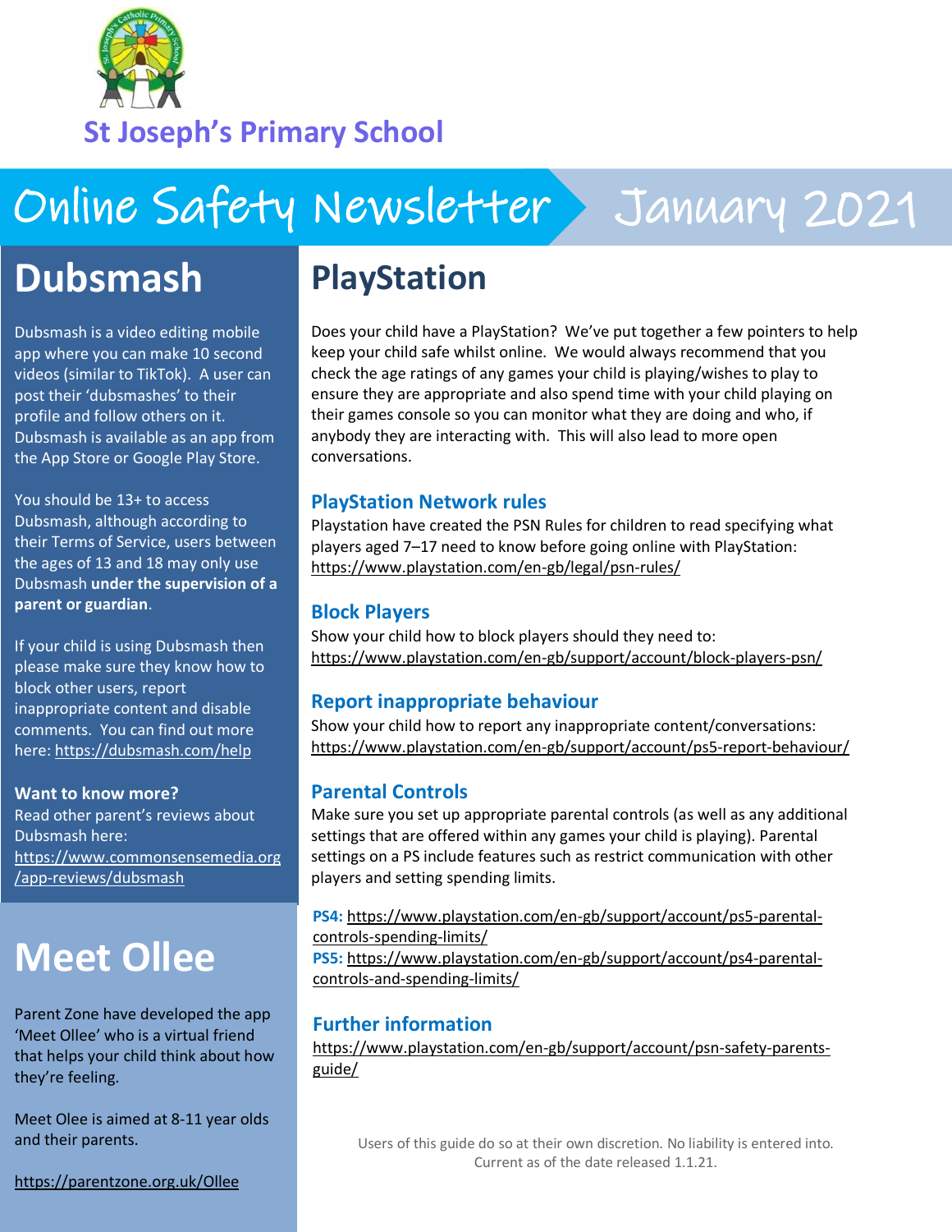# St Joseph's Primary School

# Online Safety Newsletter January 2021

## Dubsmash

Dubsmash is a video editing mobile app where you can make 10 second videos (similar to TikTok). A user can post their 'dubsmashes' to their profile and follow others on it. Dubsmash is available as an app from the App Store or Google Play Store.

You should be 13+ to access Dubsmash, although according to their Terms of Service, users between the ages of 13 and 18 may only use Dubsmash **under the supervision of a parent or guardian**.

If your child is using Dubsmash then please make sure they know how to block other users, report inappropriate content and disable comments. You can find out more here: https://dubsmash.com/help

**Want to know more?**
Read other parent's reviews about Dubsmash here: https://www.commonsensemedia.org/app-reviews/dubsmash

## Meet Ollee

Parent Zone have developed the app 'Meet Ollee' who is a virtual friend that helps your child think about how they're feeling.

Meet Olee is aimed at 8-11 year olds and their parents.

https://parentzone.org.uk/Ollee

## PlayStation

Does your child have a PlayStation? We've put together a few pointers to help keep your child safe whilst online. We would always recommend that you check the age ratings of any games your child is playing/wishes to play to ensure they are appropriate and also spend time with your child playing on their games console so you can monitor what they are doing and who, if anybody they are interacting with. This will also lead to more open conversations.

### PlayStation Network rules

Playstation have created the PSN Rules for children to read specifying what players aged 7–17 need to know before going online with PlayStation: https://www.playstation.com/en-gb/legal/psn-rules/

### Block Players

Show your child how to block players should they need to: https://www.playstation.com/en-gb/support/account/block-players-psn/

### Report inappropriate behaviour

Show your child how to report any inappropriate content/conversations: https://www.playstation.com/en-gb/support/account/ps5-report-behaviour/

### Parental Controls

Make sure you set up appropriate parental controls (as well as any additional settings that are offered within any games your child is playing). Parental settings on a PS include features such as restrict communication with other players and setting spending limits.

**PS4:** https://www.playstation.com/en-gb/support/account/ps5-parental-controls-spending-limits/
**PS5:** https://www.playstation.com/en-gb/support/account/ps4-parental-controls-and-spending-limits/

### Further information

https://www.playstation.com/en-gb/support/account/psn-safety-parents-guide/

Users of this guide do so at their own discretion. No liability is entered into. Current as of the date released 1.1.21.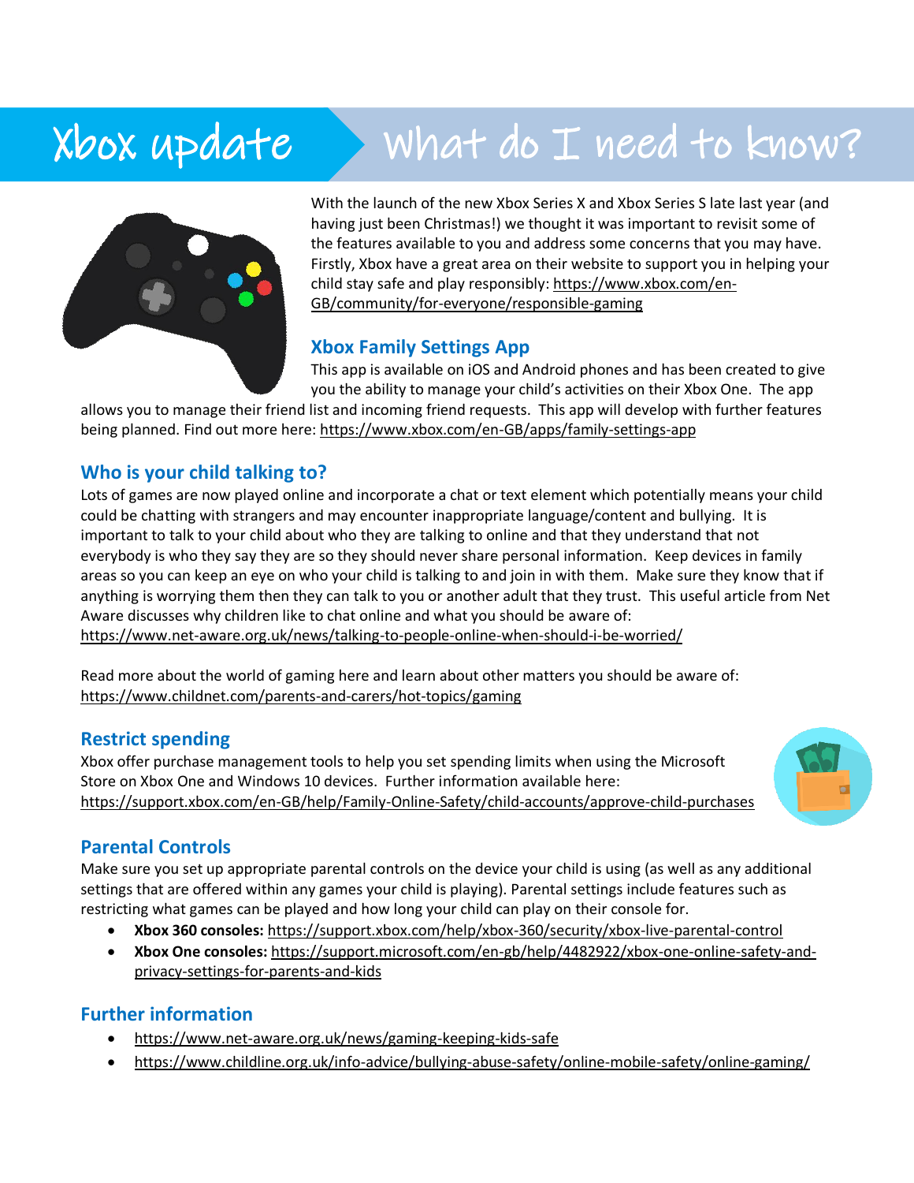# Xbox update — What do I need to know?

With the launch of the new Xbox Series X and Xbox Series S late last year (and having just been Christmas!) we thought it was important to revisit some of the features available to you and address some concerns that you may have. Firstly, Xbox have a great area on their website to support you in helping your child stay safe and play responsibly: https://www.xbox.com/en-GB/community/for-everyone/responsible-gaming

## Xbox Family Settings App

This app is available on iOS and Android phones and has been created to give you the ability to manage your child's activities on their Xbox One. The app allows you to manage their friend list and incoming friend requests. This app will develop with further features being planned. Find out more here: https://www.xbox.com/en-GB/apps/family-settings-app

## Who is your child talking to?

Lots of games are now played online and incorporate a chat or text element which potentially means your child could be chatting with strangers and may encounter inappropriate language/content and bullying. It is important to talk to your child about who they are talking to online and that they understand that not everybody is who they say they are so they should never share personal information. Keep devices in family areas so you can keep an eye on who your child is talking to and join in with them. Make sure they know that if anything is worrying them then they can talk to you or another adult that they trust. This useful article from Net Aware discusses why children like to chat online and what you should be aware of: https://www.net-aware.org.uk/news/talking-to-people-online-when-should-i-be-worried/

Read more about the world of gaming here and learn about other matters you should be aware of: https://www.childnet.com/parents-and-carers/hot-topics/gaming

## Restrict spending

Xbox offer purchase management tools to help you set spending limits when using the Microsoft Store on Xbox One and Windows 10 devices. Further information available here: https://support.xbox.com/en-GB/help/Family-Online-Safety/child-accounts/approve-child-purchases

## Parental Controls

Make sure you set up appropriate parental controls on the device your child is using (as well as any additional settings that are offered within any games your child is playing). Parental settings include features such as restricting what games can be played and how long your child can play on their console for.

- **Xbox 360 consoles:** https://support.xbox.com/help/xbox-360/security/xbox-live-parental-control
- **Xbox One consoles:** https://support.microsoft.com/en-gb/help/4482922/xbox-one-online-safety-and-privacy-settings-for-parents-and-kids

## Further information

- https://www.net-aware.org.uk/news/gaming-keeping-kids-safe
- https://www.childline.org.uk/info-advice/bullying-abuse-safety/online-mobile-safety/online-gaming/